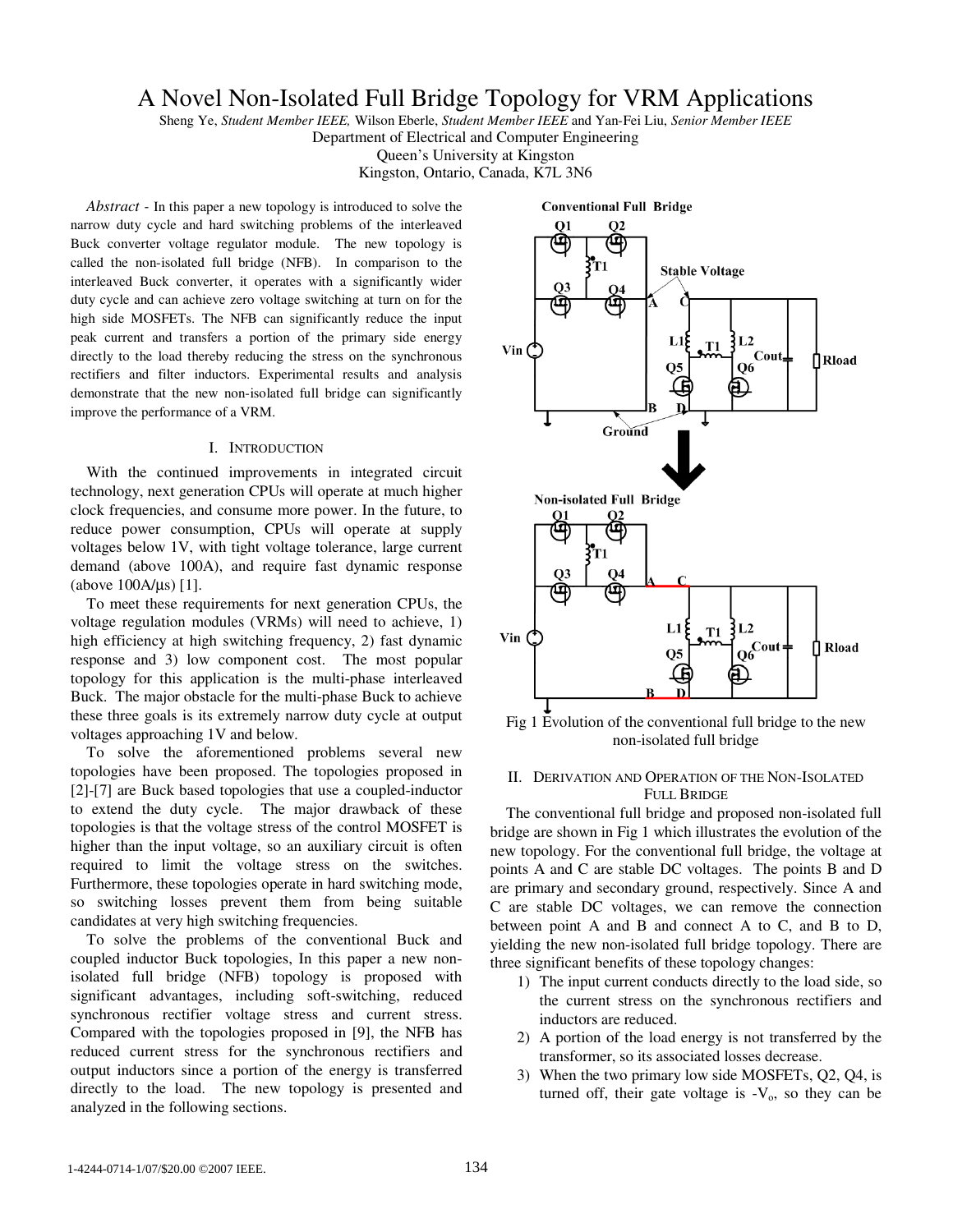# A Novel Non-Isolated Full Bridge Topology for VRM Applications

Sheng Ye, *Student Member IEEE,* Wilson Eberle, *Student Member IEEE* and Yan-Fei Liu, *Senior Member IEEE*
Department of Electrical and Computer Engineering
Queen's University at Kingston
Kingston, Ontario, Canada, K7L 3N6

*Abstract* - In this paper a new topology is introduced to solve the narrow duty cycle and hard switching problems of the interleaved Buck converter voltage regulator module. The new topology is called the non-isolated full bridge (NFB). In comparison to the interleaved Buck converter, it operates with a significantly wider duty cycle and can achieve zero voltage switching at turn on for the high side MOSFETs. The NFB can significantly reduce the input peak current and transfers a portion of the primary side energy directly to the load thereby reducing the stress on the synchronous rectifiers and filter inductors. Experimental results and analysis demonstrate that the new non-isolated full bridge can significantly improve the performance of a VRM.

## I. Introduction

With the continued improvements in integrated circuit technology, next generation CPUs will operate at much higher clock frequencies, and consume more power. In the future, to reduce power consumption, CPUs will operate at supply voltages below 1V, with tight voltage tolerance, large current demand (above 100A), and require fast dynamic response (above 100A/μs) [1].

To meet these requirements for next generation CPUs, the voltage regulation modules (VRMs) will need to achieve, 1) high efficiency at high switching frequency, 2) fast dynamic response and 3) low component cost. The most popular topology for this application is the multi-phase interleaved Buck. The major obstacle for the multi-phase Buck to achieve these three goals is its extremely narrow duty cycle at output voltages approaching 1V and below.

To solve the aforementioned problems several new topologies have been proposed. The topologies proposed in [2]-[7] are Buck based topologies that use a coupled-inductor to extend the duty cycle. The major drawback of these topologies is that the voltage stress of the control MOSFET is higher than the input voltage, so an auxiliary circuit is often required to limit the voltage stress on the switches. Furthermore, these topologies operate in hard switching mode, so switching losses prevent them from being suitable candidates at very high switching frequencies.

To solve the problems of the conventional Buck and coupled inductor Buck topologies, In this paper a new non-isolated full bridge (NFB) topology is proposed with significant advantages, including soft-switching, reduced synchronous rectifier voltage stress and current stress. Compared with the topologies proposed in [9], the NFB has reduced current stress for the synchronous rectifiers and output inductors since a portion of the energy is transferred directly to the load. The new topology is presented and analyzed in the following sections.

Fig 1 Evolution of the conventional full bridge to the new non-isolated full bridge

## II. Derivation and Operation of the Non-Isolated Full Bridge

The conventional full bridge and proposed non-isolated full bridge are shown in Fig 1 which illustrates the evolution of the new topology. For the conventional full bridge, the voltage at points A and C are stable DC voltages. The points B and D are primary and secondary ground, respectively. Since A and C are stable DC voltages, we can remove the connection between point A and B and connect A to C, and B to D, yielding the new non-isolated full bridge topology. There are three significant benefits of these topology changes:

1) The input current conducts directly to the load side, so the current stress on the synchronous rectifiers and inductors are reduced.
2) A portion of the load energy is not transferred by the transformer, so its associated losses decrease.
3) When the two primary low side MOSFETs, Q2, Q4, is turned off, their gate voltage is $-V_o$, so they can be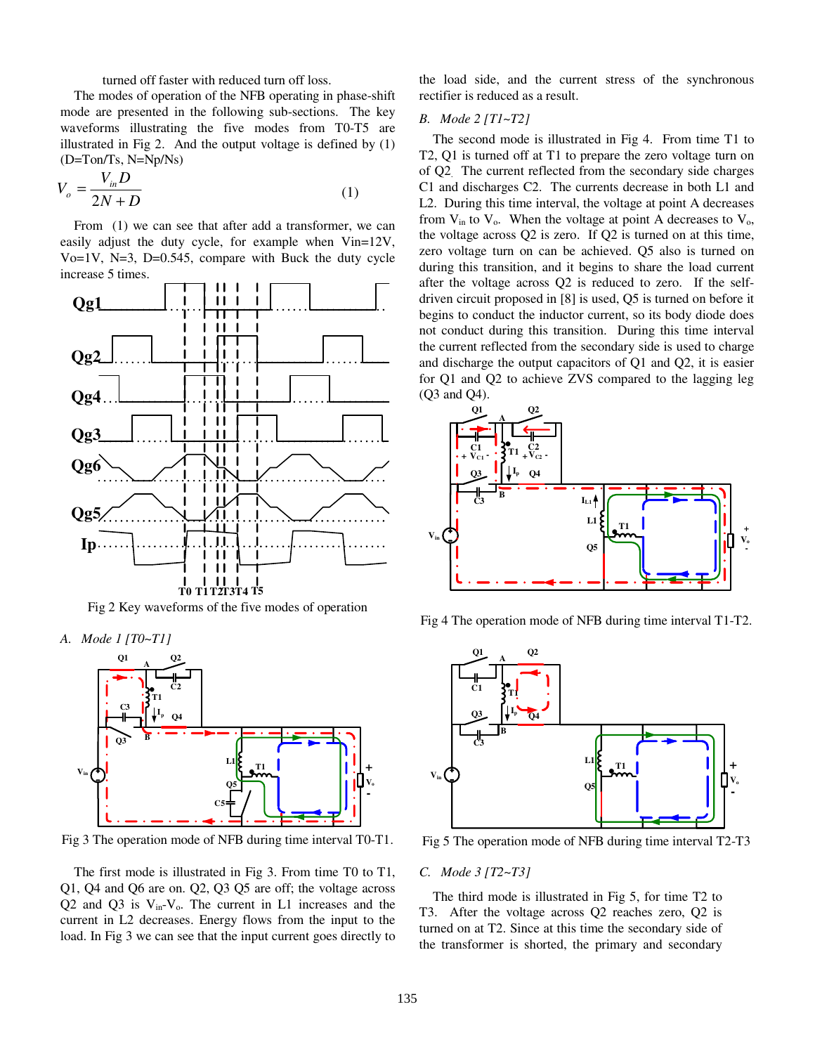turned off faster with reduced turn off loss.

The modes of operation of the NFB operating in phase-shift mode are presented in the following sub-sections. The key waveforms illustrating the five modes from T0-T5 are illustrated in Fig 2. And the output voltage is defined by (1) (D=Ton/Ts, N=Np/Ns)

$$V_o = \frac{V_{in} D}{2N + D} \tag{1}$$

From (1) we can see that after add a transformer, we can easily adjust the duty cycle, for example when Vin=12V, Vo=1V, N=3, D=0.545, compare with Buck the duty cycle increase 5 times.

Fig 2 Key waveforms of the five modes of operation

*A. Mode 1 [T0~T1]*

Fig 3 The operation mode of NFB during time interval T0-T1.

The first mode is illustrated in Fig 3. From time T0 to T1, Q1, Q4 and Q6 are on. Q2, Q3 Q5 are off; the voltage across Q2 and Q3 is $V_{in}$-$V_o$. The current in L1 increases and the current in L2 decreases. Energy flows from the input to the load. In Fig 3 we can see that the input current goes directly to the load side, and the current stress of the synchronous rectifier is reduced as a result.

*B. Mode 2 [T1~T2]*

The second mode is illustrated in Fig 4. From time T1 to T2, Q1 is turned off at T1 to prepare the zero voltage turn on of Q2. The current reflected from the secondary side charges C1 and discharges C2. The currents decrease in both L1 and L2. During this time interval, the voltage at point A decreases from $V_{in}$ to $V_o$. When the voltage at point A decreases to $V_o$, the voltage across Q2 is zero. If Q2 is turned on at this time, zero voltage turn on can be achieved. Q5 also is turned on during this transition, and it begins to share the load current after the voltage across Q2 is reduced to zero. If the self-driven circuit proposed in [8] is used, Q5 is turned on before it begins to conduct the inductor current, so its body diode does not conduct during this transition. During this time interval the current reflected from the secondary side is used to charge and discharge the output capacitors of Q1 and Q2, it is easier for Q1 and Q2 to achieve ZVS compared to the lagging leg (Q3 and Q4).

Fig 4 The operation mode of NFB during time interval T1-T2.

Fig 5 The operation mode of NFB during time interval T2-T3

*C. Mode 3 [T2~T3]*

The third mode is illustrated in Fig 5, for time T2 to T3. After the voltage across Q2 reaches zero, Q2 is turned on at T2. Since at this time the secondary side of the transformer is shorted, the primary and secondary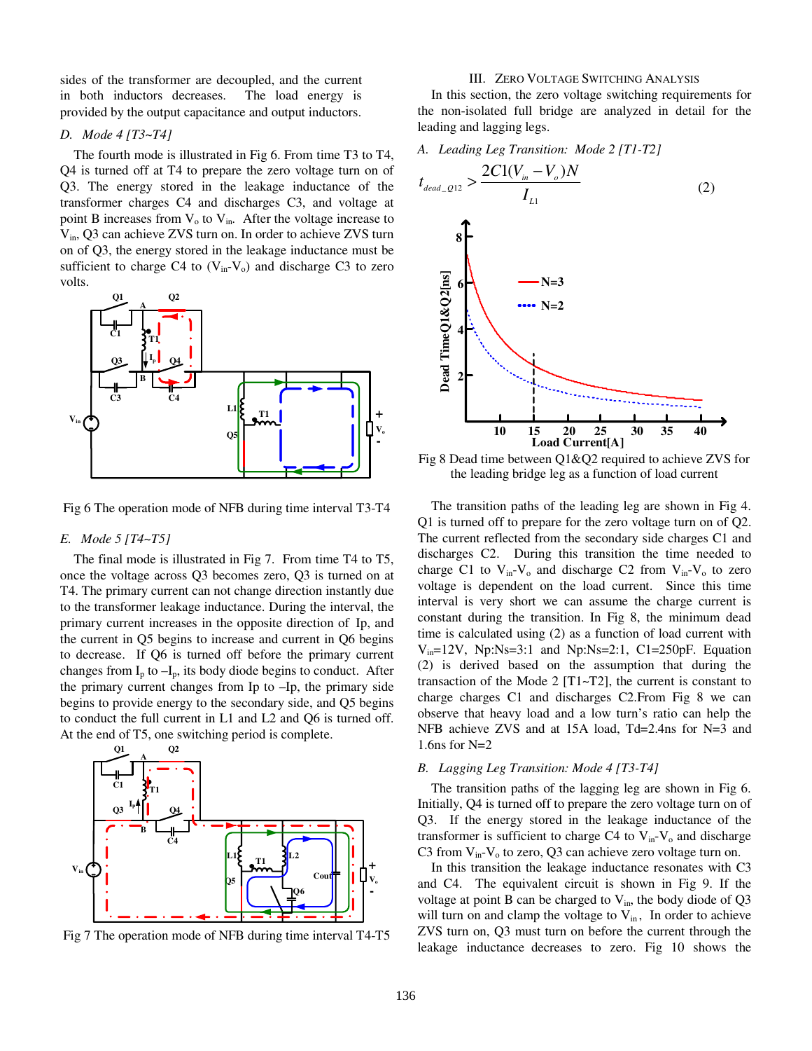sides of the transformer are decoupled, and the current in both inductors decreases. The load energy is provided by the output capacitance and output inductors.

### D. Mode 4 [T3~T4]

The fourth mode is illustrated in Fig 6. From time T3 to T4, Q4 is turned off at T4 to prepare the zero voltage turn on of Q3. The energy stored in the leakage inductance of the transformer charges C4 and discharges C3, and voltage at point B increases from $V_o$ to $V_{in}$. After the voltage increase to $V_{in}$, Q3 can achieve ZVS turn on. In order to achieve ZVS turn on of Q3, the energy stored in the leakage inductance must be sufficient to charge C4 to ($V_{in}$-$V_o$) and discharge C3 to zero volts.

Fig 6 The operation mode of NFB during time interval T3-T4

### E. Mode 5 [T4~T5]

The final mode is illustrated in Fig 7. From time T4 to T5, once the voltage across Q3 becomes zero, Q3 is turned on at T4. The primary current can not change direction instantly due to the transformer leakage inductance. During the interval, the primary current increases in the opposite direction of Ip, and the current in Q5 begins to increase and current in Q6 begins to decrease. If Q6 is turned off before the primary current changes from $I_p$ to $-I_p$, its body diode begins to conduct. After the primary current changes from Ip to –Ip, the primary side begins to provide energy to the secondary side, and Q5 begins to conduct the full current in L1 and L2 and Q6 is turned off. At the end of T5, one switching period is complete.

Fig 7 The operation mode of NFB during time interval T4-T5

## III. Zero Voltage Switching Analysis

In this section, the zero voltage switching requirements for the non-isolated full bridge are analyzed in detail for the leading and lagging legs.

### A. Leading Leg Transition: Mode 2 [T1-T2]

$$t_{dead\_Q12} > \frac{2C1(V_{in} - V_o)N}{I_{L1}} \quad (2)$$

Fig 8 Dead time between Q1&Q2 required to achieve ZVS for the leading bridge leg as a function of load current

The transition paths of the leading leg are shown in Fig 4. Q1 is turned off to prepare for the zero voltage turn on of Q2. The current reflected from the secondary side charges C1 and discharges C2. During this transition the time needed to charge C1 to $V_{in}$-$V_o$ and discharge C2 from $V_{in}$-$V_o$ to zero voltage is dependent on the load current. Since this time interval is very short we can assume the charge current is constant during the transition. In Fig 8, the minimum dead time is calculated using (2) as a function of load current with $V_{in}$=12V, Np:Ns=3:1 and Np:Ns=2:1, C1=250pF. Equation (2) is derived based on the assumption that during the transaction of the Mode 2 [T1~T2], the current is constant to charge charges C1 and discharges C2.From Fig 8 we can observe that heavy load and a low turn's ratio can help the NFB achieve ZVS and at 15A load, Td=2.4ns for N=3 and 1.6ns for N=2

### B. Lagging Leg Transition: Mode 4 [T3-T4]

The transition paths of the lagging leg are shown in Fig 6. Initially, Q4 is turned off to prepare the zero voltage turn on of Q3. If the energy stored in the leakage inductance of the transformer is sufficient to charge C4 to $V_{in}$-$V_o$ and discharge C3 from $V_{in}$-$V_o$ to zero, Q3 can achieve zero voltage turn on.

In this transition the leakage inductance resonates with C3 and C4. The equivalent circuit is shown in Fig 9. If the voltage at point B can be charged to $V_{in}$, the body diode of Q3 will turn on and clamp the voltage to $V_{in}$, In order to achieve ZVS turn on, Q3 must turn on before the current through the leakage inductance decreases to zero. Fig 10 shows the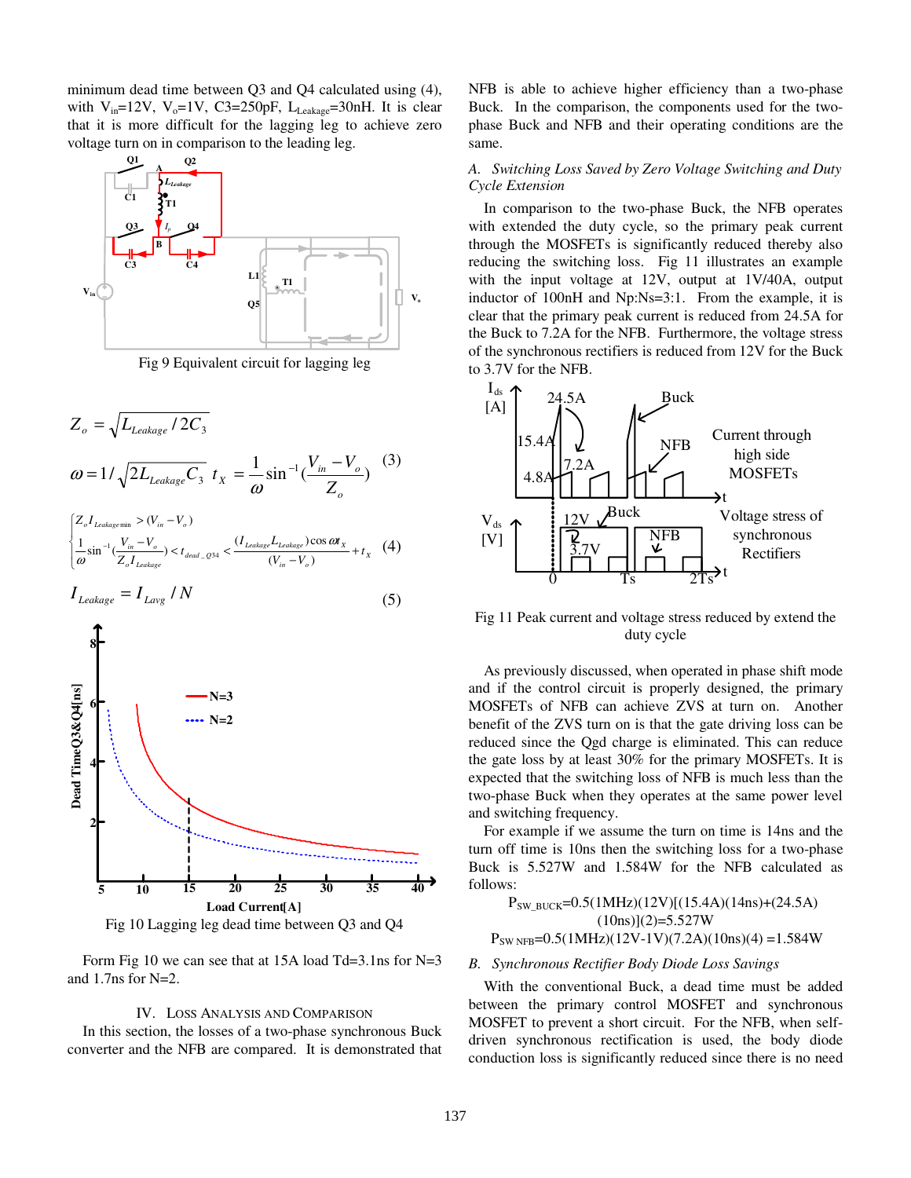minimum dead time between Q3 and Q4 calculated using (4), with $V_{in}$=12V, $V_o$=1V, C3=250pF, $L_{Leakage}$=30nH. It is clear that it is more difficult for the lagging leg to achieve zero voltage turn on in comparison to the leading leg.

Fig 9 Equivalent circuit for lagging leg

$$Z_o = \sqrt{L_{Leakage} / 2C_3}$$

$$\omega = 1/\sqrt{2L_{Leakage}C_3} \quad t_X = \frac{1}{\omega}\sin^{-1}\left(\frac{V_{in}-V_o}{Z_o}\right) \tag{3}$$

$$\begin{cases} Z_o I_{Leakage\min} > (V_{in}-V_o) \\ \dfrac{1}{\omega}\sin^{-1}\left(\dfrac{V_{in}-V_o}{Z_o I_{Leakage}}\right) < t_{dead\_Q34} < \dfrac{(I_{Leakage}L_{Leakage})\cos\omega t_X}{(V_{in}-V_o)} + t_X \end{cases} \tag{4}$$

$$I_{Leakage} = I_{Lavg} / N \tag{5}$$

Fig 10 Lagging leg dead time between Q3 and Q4

Form Fig 10 we can see that at 15A load Td=3.1ns for N=3 and 1.7ns for N=2.

## IV. Loss Analysis and Comparison

In this section, the losses of a two-phase synchronous Buck converter and the NFB are compared. It is demonstrated that NFB is able to achieve higher efficiency than a two-phase Buck. In the comparison, the components used for the two-phase Buck and NFB and their operating conditions are the same.

### A. Switching Loss Saved by Zero Voltage Switching and Duty Cycle Extension

In comparison to the two-phase Buck, the NFB operates with extended the duty cycle, so the primary peak current through the MOSFETs is significantly reduced thereby also reducing the switching loss. Fig 11 illustrates an example with the input voltage at 12V, output at 1V/40A, output inductor of 100nH and Np:Ns=3:1. From the example, it is clear that the primary peak current is reduced from 24.5A for the Buck to 7.2A for the NFB. Furthermore, the voltage stress of the synchronous rectifiers is reduced from 12V for the Buck to 3.7V for the NFB.

Fig 11 Peak current and voltage stress reduced by extend the duty cycle

As previously discussed, when operated in phase shift mode and if the control circuit is properly designed, the primary MOSFETs of NFB can achieve ZVS at turn on. Another benefit of the ZVS turn on is that the gate driving loss can be reduced since the Qgd charge is eliminated. This can reduce the gate loss by at least 30% for the primary MOSFETs. It is expected that the switching loss of NFB is much less than the two-phase Buck when they operate at the same power level and switching frequency.

For example if we assume the turn on time is 14ns and the turn off time is 10ns then the switching loss for a two-phase Buck is 5.527W and 1.584W for the NFB calculated as follows:

$$P_{SW\_BUCK}=0.5(1\text{MHz})(12\text{V})[(15.4\text{A})(14\text{ns})+(24.5\text{A})(10\text{ns})](2)=5.527\text{W}$$

$$P_{SW\ NFB}=0.5(1\text{MHz})(12\text{V}-1\text{V})(7.2\text{A})(10\text{ns})(4)=1.584\text{W}$$

### B. Synchronous Rectifier Body Diode Loss Savings

With the conventional Buck, a dead time must be added between the primary control MOSFET and synchronous MOSFET to prevent a short circuit. For the NFB, when self-driven synchronous rectification is used, the body diode conduction loss is significantly reduced since there is no need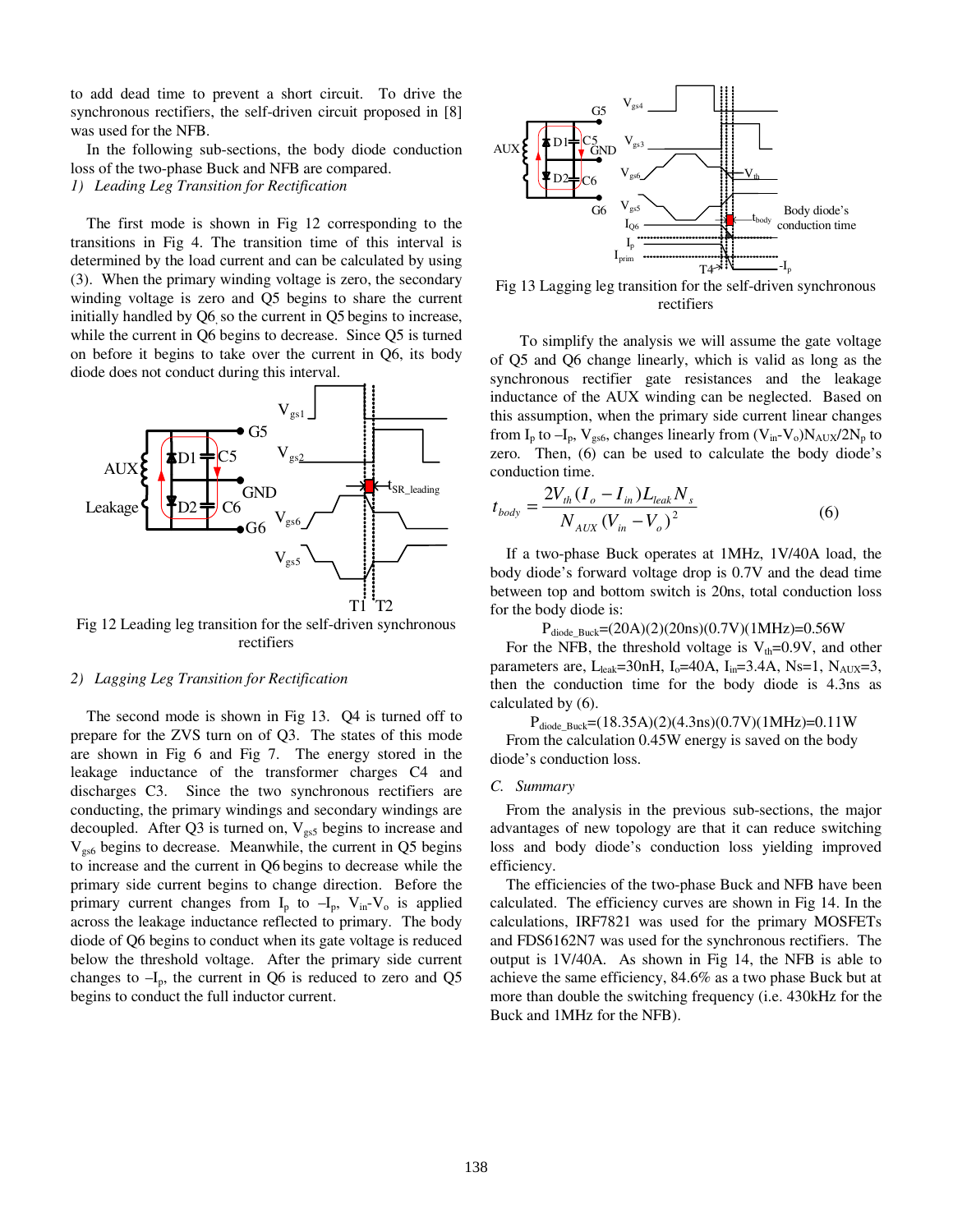to add dead time to prevent a short circuit. To drive the synchronous rectifiers, the self-driven circuit proposed in [8] was used for the NFB.

In the following sub-sections, the body diode conduction loss of the two-phase Buck and NFB are compared.

*1) Leading Leg Transition for Rectification*

The first mode is shown in Fig 12 corresponding to the transitions in Fig 4. The transition time of this interval is determined by the load current and can be calculated by using (3). When the primary winding voltage is zero, the secondary winding voltage is zero and Q5 begins to share the current initially handled by Q6, so the current in Q5 begins to increase, while the current in Q6 begins to decrease. Since Q5 is turned on before it begins to take over the current in Q6, its body diode does not conduct during this interval.

Fig 12 Leading leg transition for the self-driven synchronous rectifiers

*2) Lagging Leg Transition for Rectification*

The second mode is shown in Fig 13. Q4 is turned off to prepare for the ZVS turn on of Q3. The states of this mode are shown in Fig 6 and Fig 7. The energy stored in the leakage inductance of the transformer charges C4 and discharges C3. Since the two synchronous rectifiers are conducting, the primary windings and secondary windings are decoupled. After Q3 is turned on, $V_{gs5}$ begins to increase and $V_{gs6}$ begins to decrease. Meanwhile, the current in Q5 begins to increase and the current in Q6 begins to decrease while the primary side current begins to change direction. Before the primary current changes from $I_p$ to $-I_p$, $V_{in}$-$V_o$ is applied across the leakage inductance reflected to primary. The body diode of Q6 begins to conduct when its gate voltage is reduced below the threshold voltage. After the primary side current changes to $-I_p$, the current in Q6 is reduced to zero and Q5 begins to conduct the full inductor current.

Fig 13 Lagging leg transition for the self-driven synchronous rectifiers

To simplify the analysis we will assume the gate voltage of Q5 and Q6 change linearly, which is valid as long as the synchronous rectifier gate resistances and the leakage inductance of the AUX winding can be neglected. Based on this assumption, when the primary side current linear changes from $I_p$ to $-I_p$, $V_{gs6}$, changes linearly from $(V_{in}-V_o)N_{AUX}/2N_p$ to zero. Then, (6) can be used to calculate the body diode's conduction time.

$$t_{body} = \frac{2V_{th}(I_o - I_{in})L_{leak}N_s}{N_{AUX}(V_{in} - V_o)^2} \qquad (6)$$

If a two-phase Buck operates at 1MHz, 1V/40A load, the body diode's forward voltage drop is 0.7V and the dead time between top and bottom switch is 20ns, total conduction loss for the body diode is:

$$P_{diode\_Buck}=(20A)(2)(20ns)(0.7V)(1MHz)=0.56W$$

For the NFB, the threshold voltage is $V_{th}$=0.9V, and other parameters are, $L_{leak}$=30nH, $I_o$=40A, $I_{in}$=3.4A, Ns=1, $N_{AUX}$=3, then the conduction time for the body diode is 4.3ns as calculated by (6).

$$P_{diode\_Buck}=(18.35A)(2)(4.3ns)(0.7V)(1MHz)=0.11W$$

From the calculation 0.45W energy is saved on the body diode's conduction loss.

## C. Summary

From the analysis in the previous sub-sections, the major advantages of new topology are that it can reduce switching loss and body diode's conduction loss yielding improved efficiency.

The efficiencies of the two-phase Buck and NFB have been calculated. The efficiency curves are shown in Fig 14. In the calculations, IRF7821 was used for the primary MOSFETs and FDS6162N7 was used for the synchronous rectifiers. The output is 1V/40A. As shown in Fig 14, the NFB is able to achieve the same efficiency, 84.6% as a two phase Buck but at more than double the switching frequency (i.e. 430kHz for the Buck and 1MHz for the NFB).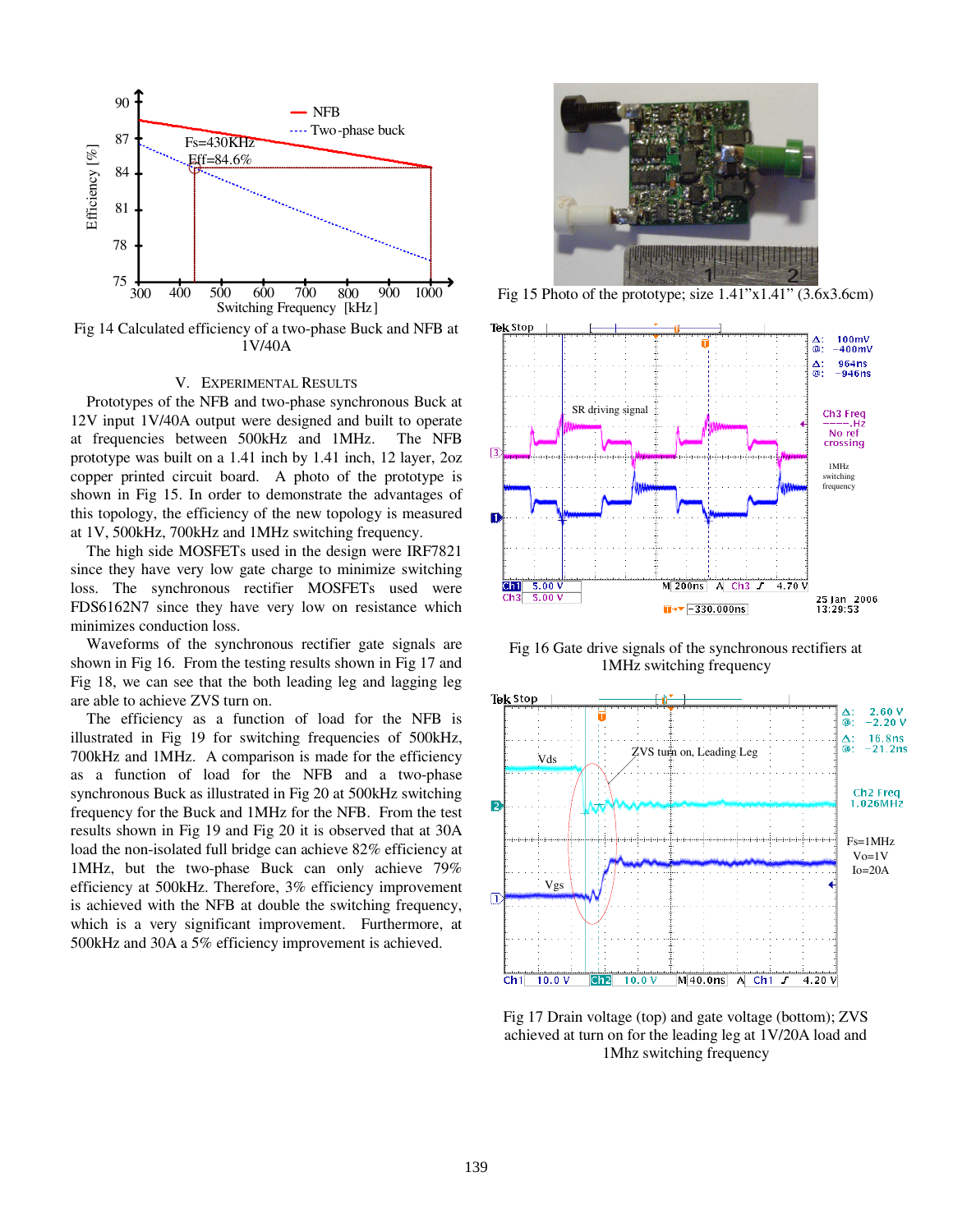Fig 14 Calculated efficiency of a two-phase Buck and NFB at 1V/40A

## V. Experimental Results

Prototypes of the NFB and two-phase synchronous Buck at 12V input 1V/40A output were designed and built to operate at frequencies between 500kHz and 1MHz. The NFB prototype was built on a 1.41 inch by 1.41 inch, 12 layer, 2oz copper printed circuit board. A photo of the prototype is shown in Fig 15. In order to demonstrate the advantages of this topology, the efficiency of the new topology is measured at 1V, 500kHz, 700kHz and 1MHz switching frequency.

The high side MOSFETs used in the design were IRF7821 since they have very low gate charge to minimize switching loss. The synchronous rectifier MOSFETs used were FDS6162N7 since they have very low on resistance which minimizes conduction loss.

Waveforms of the synchronous rectifier gate signals are shown in Fig 16. From the testing results shown in Fig 17 and Fig 18, we can see that the both leading leg and lagging leg are able to achieve ZVS turn on.

The efficiency as a function of load for the NFB is illustrated in Fig 19 for switching frequencies of 500kHz, 700kHz and 1MHz. A comparison is made for the efficiency as a function of load for the NFB and a two-phase synchronous Buck as illustrated in Fig 20 at 500kHz switching frequency for the Buck and 1MHz for the NFB. From the test results shown in Fig 19 and Fig 20 it is observed that at 30A load the non-isolated full bridge can achieve 82% efficiency at 1MHz, but the two-phase Buck can only achieve 79% efficiency at 500kHz. Therefore, 3% efficiency improvement is achieved with the NFB at double the switching frequency, which is a very significant improvement. Furthermore, at 500kHz and 30A a 5% efficiency improvement is achieved.

Fig 15 Photo of the prototype; size 1.41"x1.41" (3.6x3.6cm)

Fig 16 Gate drive signals of the synchronous rectifiers at 1MHz switching frequency

Fig 17 Drain voltage (top) and gate voltage (bottom); ZVS achieved at turn on for the leading leg at 1V/20A load and 1Mhz switching frequency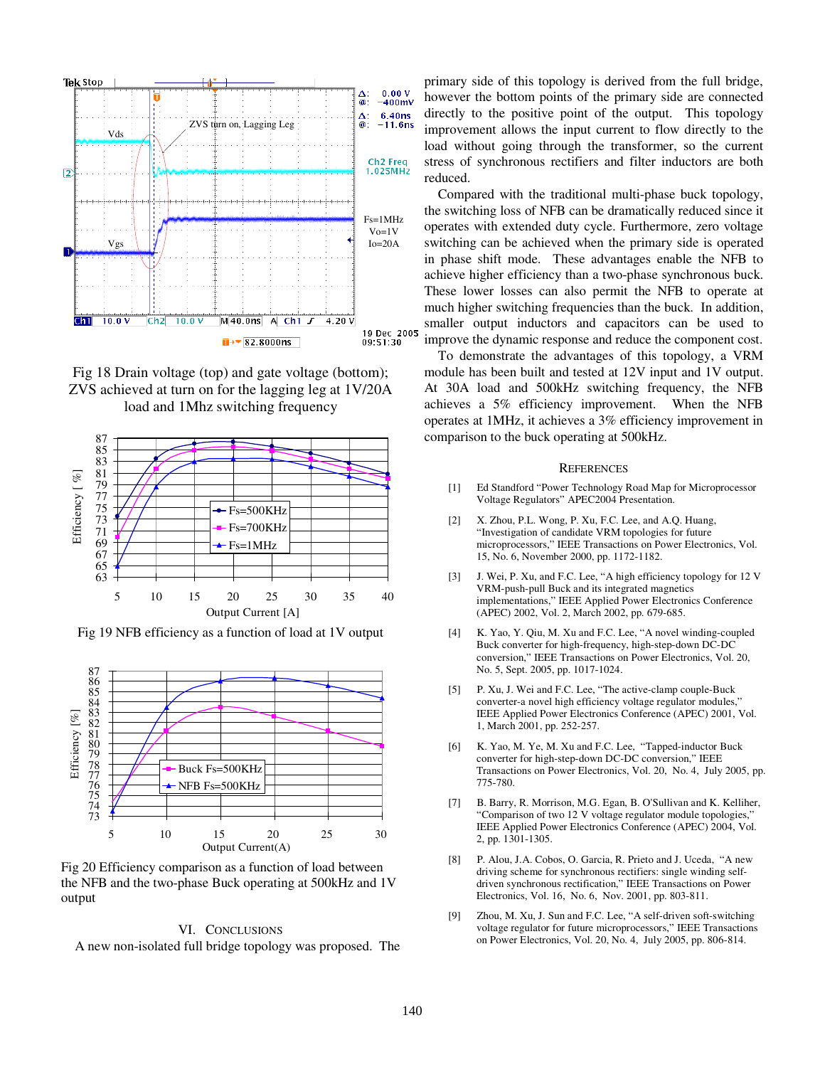Tek Stop

Δ: 0.00 V
@: -400mV
Δ: 6.40ns
@: -11.6ns

ZVS turn on, Lagging Leg

Vds

Ch2 Freq
1.025MHz

Fs=1MHz
Vo=1V
Io=20A

Vgs

Ch1 10.0 V Ch2 10.0 V M 40.0ns A Ch1 ∫ 4.20 V

82.8000ns

19 Dec 2005
09:51:30

Fig 18 Drain voltage (top) and gate voltage (bottom); ZVS achieved at turn on for the lagging leg at 1V/20A load and 1Mhz switching frequency

87
85
83
81
79
77
75
73
71
69
67
65
63

Efficiency [ %]

5 10 15 20 25 30 35 40

Output Current [A]

Fs=500KHz
Fs=700KHz
Fs=1MHz

Fig 19 NFB efficiency as a function of load at 1V output

87
86
85
84
83
82
81
80
79
78
77
76
75
74
73

Efficiency [%]

5 10 15 20 25 30

Output Current(A)

Buck Fs=500KHz
NFB Fs=500KHz

Fig 20 Efficiency comparison as a function of load between the NFB and the two-phase Buck operating at 500kHz and 1V output

## VI. Conclusions

A new non-isolated full bridge topology was proposed. The primary side of this topology is derived from the full bridge, however the bottom points of the primary side are connected directly to the positive point of the output. This topology improvement allows the input current to flow directly to the load without going through the transformer, so the current stress of synchronous rectifiers and filter inductors are both reduced.

Compared with the traditional multi-phase buck topology, the switching loss of NFB can be dramatically reduced since it operates with extended duty cycle. Furthermore, zero voltage switching can be achieved when the primary side is operated in phase shift mode. These advantages enable the NFB to achieve higher efficiency than a two-phase synchronous buck. These lower losses can also permit the NFB to operate at much higher switching frequencies than the buck. In addition, smaller output inductors and capacitors can be used to improve the dynamic response and reduce the component cost.

To demonstrate the advantages of this topology, a VRM module has been built and tested at 12V input and 1V output. At 30A load and 500kHz switching frequency, the NFB achieves a 5% efficiency improvement. When the NFB operates at 1MHz, it achieves a 3% efficiency improvement in comparison to the buck operating at 500kHz.

## References

[1] Ed Standford "Power Technology Road Map for Microprocessor Voltage Regulators" APEC2004 Presentation.

[2] X. Zhou, P.L. Wong, P. Xu, F.C. Lee, and A.Q. Huang, "Investigation of candidate VRM topologies for future microprocessors," IEEE Transactions on Power Electronics, Vol. 15, No. 6, November 2000, pp. 1172-1182.

[3] J. Wei, P. Xu, and F.C. Lee, "A high efficiency topology for 12 V VRM-push-pull Buck and its integrated magnetics implementations," IEEE Applied Power Electronics Conference (APEC) 2002, Vol. 2, March 2002, pp. 679-685.

[4] K. Yao, Y. Qiu, M. Xu and F.C. Lee, "A novel winding-coupled Buck converter for high-frequency, high-step-down DC-DC conversion," IEEE Transactions on Power Electronics, Vol. 20, No. 5, Sept. 2005, pp. 1017-1024.

[5] P. Xu, J. Wei and F.C. Lee, "The active-clamp couple-Buck converter-a novel high efficiency voltage regulator modules," IEEE Applied Power Electronics Conference (APEC) 2001, Vol. 1, March 2001, pp. 252-257.

[6] K. Yao, M. Ye, M. Xu and F.C. Lee, "Tapped-inductor Buck converter for high-step-down DC-DC conversion," IEEE Transactions on Power Electronics, Vol. 20, No. 4, July 2005, pp. 775-780.

[7] B. Barry, R. Morrison, M.G. Egan, B. O'Sullivan and K. Kelliher, "Comparison of two 12 V voltage regulator module topologies," IEEE Applied Power Electronics Conference (APEC) 2004, Vol. 2, pp. 1301-1305.

[8] P. Alou, J.A. Cobos, O. Garcia, R. Prieto and J. Uceda, "A new driving scheme for synchronous rectifiers: single winding self-driven synchronous rectification," IEEE Transactions on Power Electronics, Vol. 16, No. 6, Nov. 2001, pp. 803-811.

[9] Zhou, M. Xu, J. Sun and F.C. Lee, "A self-driven soft-switching voltage regulator for future microprocessors," IEEE Transactions on Power Electronics, Vol. 20, No. 4, July 2005, pp. 806-814.